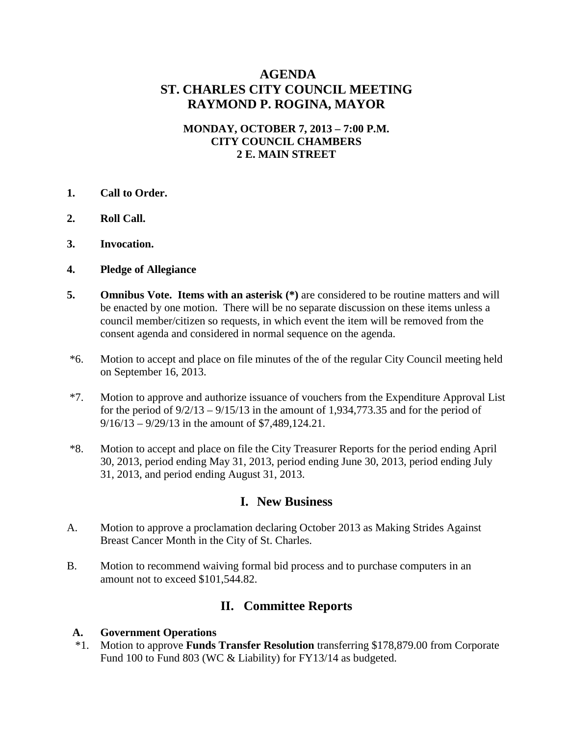# AGENDA
# ST. CHARLES CITY COUNCIL MEETING
# RAYMOND P. ROGINA, MAYOR

**MONDAY, OCTOBER 7, 2013 – 7:00 P.M.**
**CITY COUNCIL CHAMBERS**
**2 E. MAIN STREET**

**1. Call to Order.**

**2. Roll Call.**

**3. Invocation.**

**4. Pledge of Allegiance**

**5. Omnibus Vote. Items with an asterisk (*)** are considered to be routine matters and will be enacted by one motion. There will be no separate discussion on these items unless a council member/citizen so requests, in which event the item will be removed from the consent agenda and considered in normal sequence on the agenda.

*6. Motion to accept and place on file minutes of the of the regular City Council meeting held on September 16, 2013.

*7. Motion to approve and authorize issuance of vouchers from the Expenditure Approval List for the period of 9/2/13 – 9/15/13 in the amount of 1,934,773.35 and for the period of 9/16/13 – 9/29/13 in the amount of $7,489,124.21.

*8. Motion to accept and place on file the City Treasurer Reports for the period ending April 30, 2013, period ending May 31, 2013, period ending June 30, 2013, period ending July 31, 2013, and period ending August 31, 2013.

## I. New Business

A. Motion to approve a proclamation declaring October 2013 as Making Strides Against Breast Cancer Month in the City of St. Charles.

B. Motion to recommend waiving formal bid process and to purchase computers in an amount not to exceed $101,544.82.

## II. Committee Reports

**A. Government Operations**

*1. Motion to approve **Funds Transfer Resolution** transferring $178,879.00 from Corporate Fund 100 to Fund 803 (WC & Liability) for FY13/14 as budgeted.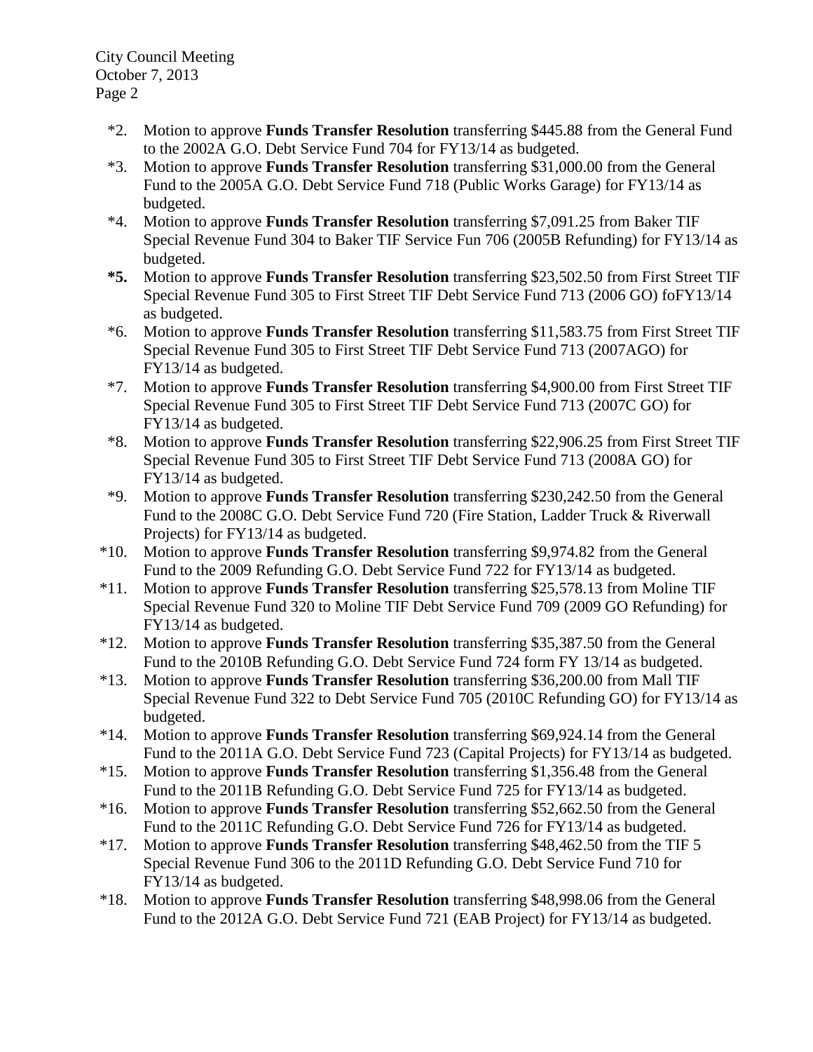\*2. Motion to approve **Funds Transfer Resolution** transferring $445.88 from the General Fund to the 2002A G.O. Debt Service Fund 704 for FY13/14 as budgeted.

\*3. Motion to approve **Funds Transfer Resolution** transferring $31,000.00 from the General Fund to the 2005A G.O. Debt Service Fund 718 (Public Works Garage) for FY13/14 as budgeted.

\*4. Motion to approve **Funds Transfer Resolution** transferring $7,091.25 from Baker TIF Special Revenue Fund 304 to Baker TIF Service Fun 706 (2005B Refunding) for FY13/14 as budgeted.

**\*5.** Motion to approve **Funds Transfer Resolution** transferring $23,502.50 from First Street TIF Special Revenue Fund 305 to First Street TIF Debt Service Fund 713 (2006 GO) foFY13/14 as budgeted.

\*6. Motion to approve **Funds Transfer Resolution** transferring $11,583.75 from First Street TIF Special Revenue Fund 305 to First Street TIF Debt Service Fund 713 (2007AGO) for FY13/14 as budgeted.

\*7. Motion to approve **Funds Transfer Resolution** transferring $4,900.00 from First Street TIF Special Revenue Fund 305 to First Street TIF Debt Service Fund 713 (2007C GO) for FY13/14 as budgeted.

\*8. Motion to approve **Funds Transfer Resolution** transferring $22,906.25 from First Street TIF Special Revenue Fund 305 to First Street TIF Debt Service Fund 713 (2008A GO) for FY13/14 as budgeted.

\*9. Motion to approve **Funds Transfer Resolution** transferring $230,242.50 from the General Fund to the 2008C G.O. Debt Service Fund 720 (Fire Station, Ladder Truck & Riverwall Projects) for FY13/14 as budgeted.

\*10. Motion to approve **Funds Transfer Resolution** transferring $9,974.82 from the General Fund to the 2009 Refunding G.O. Debt Service Fund 722 for FY13/14 as budgeted.

\*11. Motion to approve **Funds Transfer Resolution** transferring $25,578.13 from Moline TIF Special Revenue Fund 320 to Moline TIF Debt Service Fund 709 (2009 GO Refunding) for FY13/14 as budgeted.

\*12. Motion to approve **Funds Transfer Resolution** transferring $35,387.50 from the General Fund to the 2010B Refunding G.O. Debt Service Fund 724 form FY 13/14 as budgeted.

\*13. Motion to approve **Funds Transfer Resolution** transferring $36,200.00 from Mall TIF Special Revenue Fund 322 to Debt Service Fund 705 (2010C Refunding GO) for FY13/14 as budgeted.

\*14. Motion to approve **Funds Transfer Resolution** transferring $69,924.14 from the General Fund to the 2011A G.O. Debt Service Fund 723 (Capital Projects) for FY13/14 as budgeted.

\*15. Motion to approve **Funds Transfer Resolution** transferring $1,356.48 from the General Fund to the 2011B Refunding G.O. Debt Service Fund 725 for FY13/14 as budgeted.

\*16. Motion to approve **Funds Transfer Resolution** transferring $52,662.50 from the General Fund to the 2011C Refunding G.O. Debt Service Fund 726 for FY13/14 as budgeted.

\*17. Motion to approve **Funds Transfer Resolution** transferring $48,462.50 from the TIF 5 Special Revenue Fund 306 to the 2011D Refunding G.O. Debt Service Fund 710 for FY13/14 as budgeted.

\*18. Motion to approve **Funds Transfer Resolution** transferring $48,998.06 from the General Fund to the 2012A G.O. Debt Service Fund 721 (EAB Project) for FY13/14 as budgeted.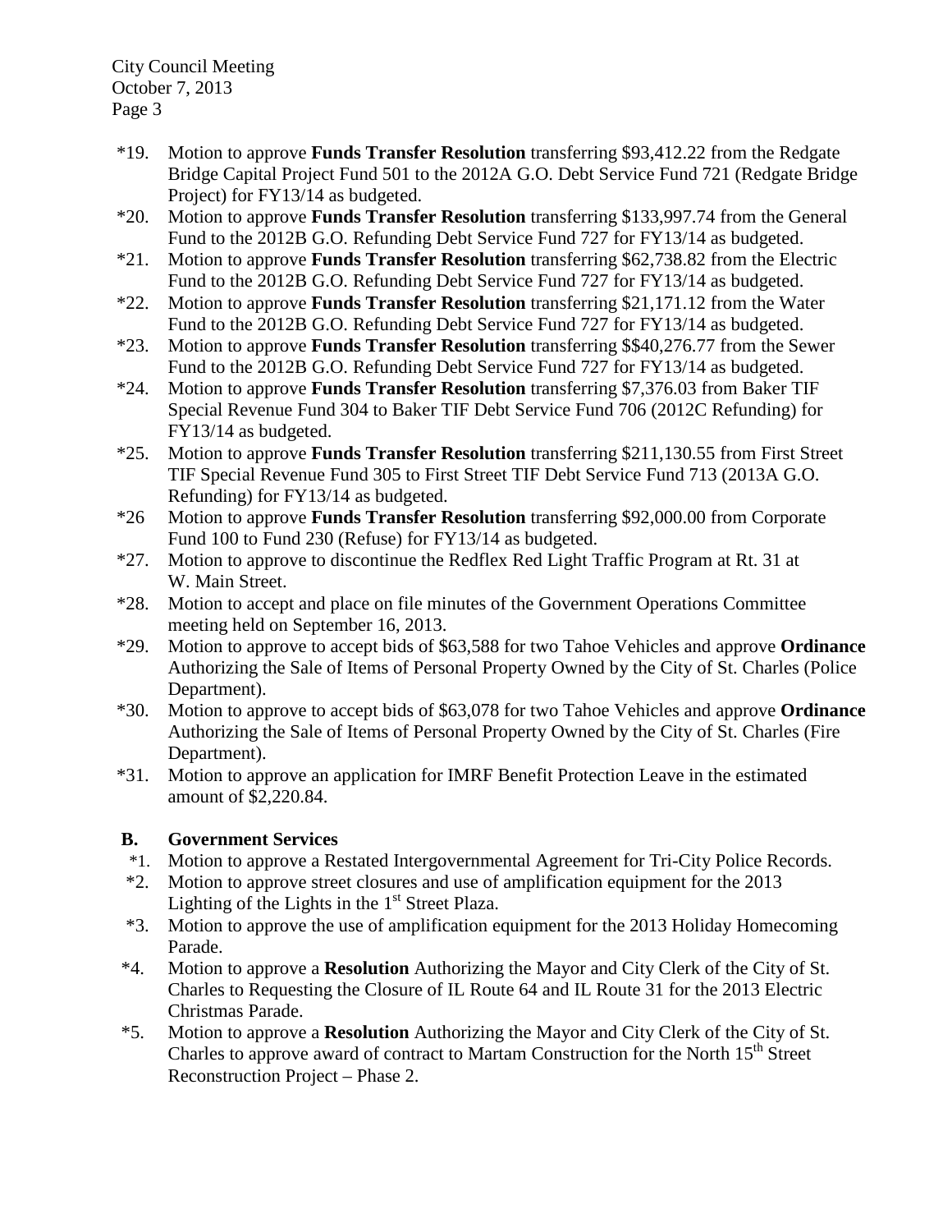*19. Motion to approve **Funds Transfer Resolution** transferring $93,412.22 from the Redgate Bridge Capital Project Fund 501 to the 2012A G.O. Debt Service Fund 721 (Redgate Bridge Project) for FY13/14 as budgeted.

*20. Motion to approve **Funds Transfer Resolution** transferring $133,997.74 from the General Fund to the 2012B G.O. Refunding Debt Service Fund 727 for FY13/14 as budgeted.

*21. Motion to approve **Funds Transfer Resolution** transferring $62,738.82 from the Electric Fund to the 2012B G.O. Refunding Debt Service Fund 727 for FY13/14 as budgeted.

*22. Motion to approve **Funds Transfer Resolution** transferring $21,171.12 from the Water Fund to the 2012B G.O. Refunding Debt Service Fund 727 for FY13/14 as budgeted.

*23. Motion to approve **Funds Transfer Resolution** transferring $$40,276.77 from the Sewer Fund to the 2012B G.O. Refunding Debt Service Fund 727 for FY13/14 as budgeted.

*24. Motion to approve **Funds Transfer Resolution** transferring $7,376.03 from Baker TIF Special Revenue Fund 304 to Baker TIF Debt Service Fund 706 (2012C Refunding) for FY13/14 as budgeted.

*25. Motion to approve **Funds Transfer Resolution** transferring $211,130.55 from First Street TIF Special Revenue Fund 305 to First Street TIF Debt Service Fund 713 (2013A G.O. Refunding) for FY13/14 as budgeted.

*26 Motion to approve **Funds Transfer Resolution** transferring $92,000.00 from Corporate Fund 100 to Fund 230 (Refuse) for FY13/14 as budgeted.

*27. Motion to approve to discontinue the Redflex Red Light Traffic Program at Rt. 31 at W. Main Street.

*28. Motion to accept and place on file minutes of the Government Operations Committee meeting held on September 16, 2013.

*29. Motion to approve to accept bids of $63,588 for two Tahoe Vehicles and approve **Ordinance** Authorizing the Sale of Items of Personal Property Owned by the City of St. Charles (Police Department).

*30. Motion to approve to accept bids of $63,078 for two Tahoe Vehicles and approve **Ordinance** Authorizing the Sale of Items of Personal Property Owned by the City of St. Charles (Fire Department).

*31. Motion to approve an application for IMRF Benefit Protection Leave in the estimated amount of $2,220.84.

**B. Government Services**

*1. Motion to approve a Restated Intergovernmental Agreement for Tri-City Police Records.

*2. Motion to approve street closures and use of amplification equipment for the 2013 Lighting of the Lights in the 1st Street Plaza.

*3. Motion to approve the use of amplification equipment for the 2013 Holiday Homecoming Parade.

*4. Motion to approve a **Resolution** Authorizing the Mayor and City Clerk of the City of St. Charles to Requesting the Closure of IL Route 64 and IL Route 31 for the 2013 Electric Christmas Parade.

*5. Motion to approve a **Resolution** Authorizing the Mayor and City Clerk of the City of St. Charles to approve award of contract to Martam Construction for the North 15th Street Reconstruction Project – Phase 2.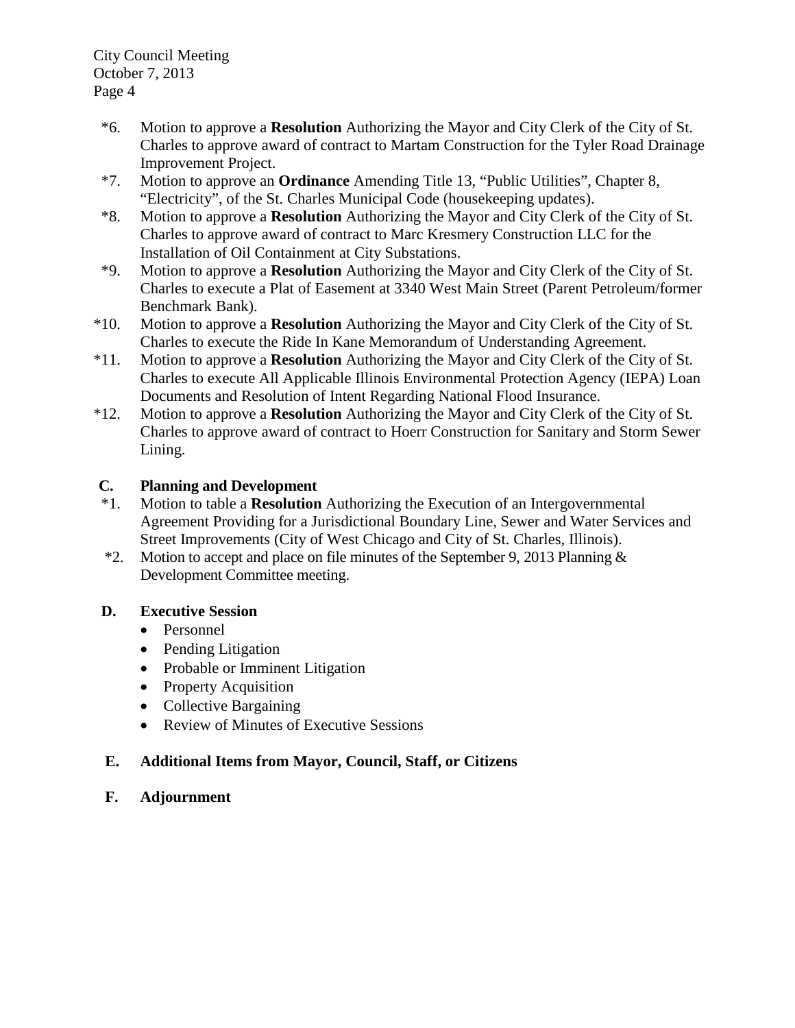*6. Motion to approve a **Resolution** Authorizing the Mayor and City Clerk of the City of St. Charles to approve award of contract to Martam Construction for the Tyler Road Drainage Improvement Project.

*7. Motion to approve an **Ordinance** Amending Title 13, “Public Utilities”, Chapter 8, “Electricity”, of the St. Charles Municipal Code (housekeeping updates).

*8. Motion to approve a **Resolution** Authorizing the Mayor and City Clerk of the City of St. Charles to approve award of contract to Marc Kresmery Construction LLC for the Installation of Oil Containment at City Substations.

*9. Motion to approve a **Resolution** Authorizing the Mayor and City Clerk of the City of St. Charles to execute a Plat of Easement at 3340 West Main Street (Parent Petroleum/former Benchmark Bank).

*10. Motion to approve a **Resolution** Authorizing the Mayor and City Clerk of the City of St. Charles to execute the Ride In Kane Memorandum of Understanding Agreement.

*11. Motion to approve a **Resolution** Authorizing the Mayor and City Clerk of the City of St. Charles to execute All Applicable Illinois Environmental Protection Agency (IEPA) Loan Documents and Resolution of Intent Regarding National Flood Insurance.

*12. Motion to approve a **Resolution** Authorizing the Mayor and City Clerk of the City of St. Charles to approve award of contract to Hoerr Construction for Sanitary and Storm Sewer Lining.

**C. Planning and Development**

*1. Motion to table a **Resolution** Authorizing the Execution of an Intergovernmental Agreement Providing for a Jurisdictional Boundary Line, Sewer and Water Services and Street Improvements (City of West Chicago and City of St. Charles, Illinois).

*2. Motion to accept and place on file minutes of the September 9, 2013 Planning & Development Committee meeting.

**D. Executive Session**

- Personnel
- Pending Litigation
- Probable or Imminent Litigation
- Property Acquisition
- Collective Bargaining
- Review of Minutes of Executive Sessions

**E. Additional Items from Mayor, Council, Staff, or Citizens**

**F. Adjournment**